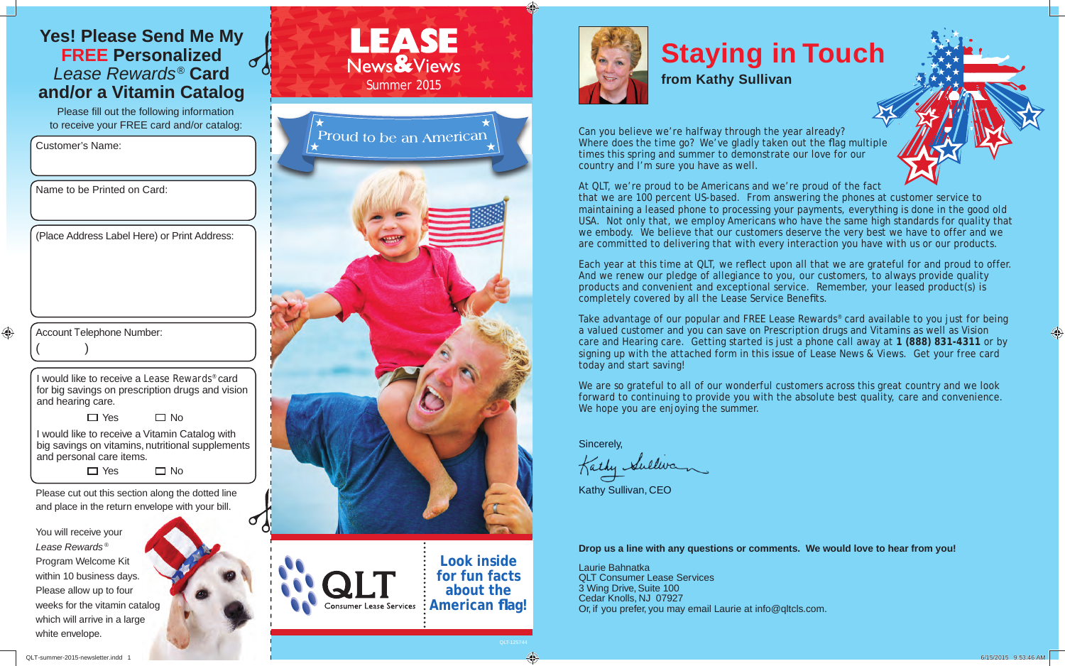# Yes! Please Send Me My **FREE** Personalized *Lease Rewards®* Card and/or a Vitamin Catalog

Please fill out the following information to receive your FREE card and/or catalog:

Customer's Name:

Name to be Printed on Card:

(Place Address Label Here) or Print Address:

Account Telephone Number:
(          )

I would like to receive a Lease Rewards® card for big savings on prescription drugs and vision and hearing care.

☐ Yes ☐ No

I would like to receive a Vitamin Catalog with big savings on vitamins, nutritional supplements and personal care items.

☐ Yes ☐ No

Please cut out this section along the dotted line and place in the return envelope with your bill.

You will receive your *Lease Rewards®* Program Welcome Kit within 10 business days. Please allow up to four weeks for the vitamin catalog which will arrive in a large white envelope.

# LEASE News & Views

Summer 2015

Proud to be an American

QLT Consumer Lease Services

**Look inside for fun facts about the American flag!**

# Staying in Touch

**from Kathy Sullivan**

Can you believe we're halfway through the year already? Where does the time go? We've gladly taken out the flag multiple times this spring and summer to demonstrate our love for our country and I'm sure you have as well.

At QLT, we're proud to be Americans and we're proud of the fact that we are 100 percent US-based. From answering the phones at customer service to maintaining a leased phone to processing your payments, everything is done in the good old USA. Not only that, we employ Americans who have the same high standards for quality that we embody. We believe that our customers deserve the very best we have to offer and we are committed to delivering that with every interaction you have with us or our products.

Each year at this time at QLT, we reflect upon all that we are grateful for and proud to offer. And we renew our pledge of allegiance to you, our customers, to always provide quality products and convenient and exceptional service. Remember, your leased product(s) is completely covered by all the Lease Service Benefits.

Take advantage of our popular and FREE Lease Rewards® card available to you just for being a valued customer and you can save on Prescription drugs and Vitamins as well as Vision care and Hearing care. Getting started is just a phone call away at **1 (888) 831-4311** or by signing up with the attached form in this issue of Lease News & Views. Get your free card today and start saving!

We are so grateful to all of our wonderful customers across this great country and we look forward to continuing to provide you with the absolute best quality, care and convenience. We hope you are enjoying the summer.

Sincerely,

Kathy Sullivan

Kathy Sullivan, CEO

**Drop us a line with any questions or comments. We would love to hear from you!**

Laurie Bahnatka
QLT Consumer Lease Services
3 Wing Drive, Suite 100
Cedar Knolls, NJ 07927
Or, if you prefer, you may email Laurie at info@qltcls.com.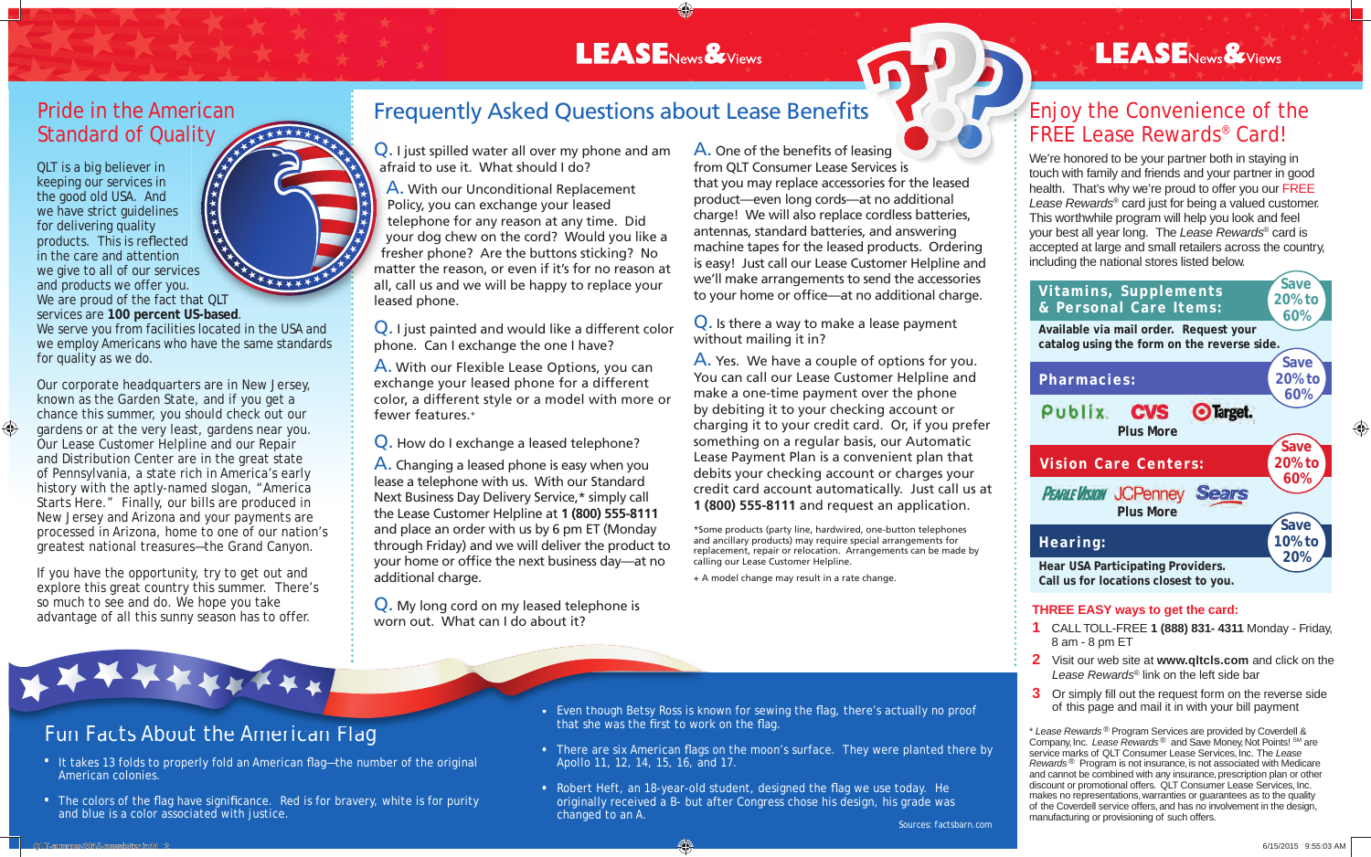## Pride in the American Standard of Quality

QLT is a big believer in keeping our services in the good old USA. And we have strict guidelines for delivering quality products. This is reflected in the care and attention we give to all of our services and products we offer you. We are proud of the fact that QLT services are **100 percent US-based**. We serve you from facilities located in the USA and we employ Americans who have the same standards for quality as we do.

Our corporate headquarters are in New Jersey, known as the Garden State, and if you get a chance this summer, you should check out our gardens or at the very least, gardens near you. Our Lease Customer Helpline and our Repair and Distribution Center are in the great state of Pennsylvania, a state rich in America's early history with the aptly-named slogan, "America Starts Here." Finally, our bills are produced in New Jersey and Arizona and your payments are processed in Arizona, home to one of our nation's greatest national treasures—the Grand Canyon.

If you have the opportunity, try to get out and explore this great country this summer. There's so much to see and do. We hope you take advantage of all this sunny season has to offer.

## Frequently Asked Questions about Lease Benefits

**Q.** I just spilled water all over my phone and am afraid to use it. What should I do?

**A.** With our Unconditional Replacement Policy, you can exchange your leased telephone for any reason at any time. Did your dog chew on the cord? Would you like a fresher phone? Are the buttons sticking? No matter the reason, or even if it's for no reason at all, call us and we will be happy to replace your leased phone.

**Q.** I just painted and would like a different color phone. Can I exchange the one I have?

**A.** With our Flexible Lease Options, you can exchange your leased phone for a different color, a different style or a model with more or fewer features.+

**Q.** How do I exchange a leased telephone?

**A.** Changing a leased phone is easy when you lease a telephone with us. With our Standard Next Business Day Delivery Service,* simply call the Lease Customer Helpline at **1 (800) 555-8111** and place an order with us by 6 pm ET (Monday through Friday) and we will deliver the product to your home or office the next business day—at no additional charge.

**Q.** My long cord on my leased telephone is worn out. What can I do about it?

**A.** One of the benefits of leasing from QLT Consumer Lease Services is that you may replace accessories for the leased product—even long cords—at no additional charge! We will also replace cordless batteries, antennas, standard batteries, and answering machine tapes for the leased products. Ordering is easy! Just call our Lease Customer Helpline and we'll make arrangements to send the accessories to your home or office—at no additional charge.

**Q.** Is there a way to make a lease payment without mailing it in?

**A.** Yes. We have a couple of options for you. You can call our Lease Customer Helpline and make a one-time payment over the phone by debiting it to your checking account or charging it to your credit card. Or, if you prefer something on a regular basis, our Automatic Lease Payment Plan is a convenient plan that debits your checking account or charges your credit card account automatically. Just call us at **1 (800) 555-8111** and request an application.

*Some products (party line, hardwired, one-button telephones and ancillary products) may require special arrangements for replacement, repair or relocation. Arrangements can be made by calling our Lease Customer Helpline.

+ A model change may result in a rate change.

## Enjoy the Convenience of the FREE Lease Rewards® Card!

We're honored to be your partner both in staying in touch with family and friends and your partner in good health. That's why we're proud to offer you our FREE *Lease Rewards®* card just for being a valued customer. This worthwhile program will help you look and feel your best all year long. The *Lease Rewards®* card is accepted at large and small retailers across the country, including the national stores listed below.

**Vitamins, Supplements & Personal Care Items:** Save 20% to 60%
Available via mail order. Request your catalog using the form on the reverse side.

**Pharmacies:** Save 20% to 60%
Publix, CVS, Target. Plus More

**Vision Care Centers:** Save 20% to 60%
Pearle Vision, JCPenney, Sears. Plus More

**Hearing:** Save 10% to 20%
Hear USA Participating Providers. Call us for locations closest to you.

**THREE EASY ways to get the card:**

1. CALL TOLL-FREE **1 (888) 831- 4311** Monday - Friday, 8 am - 8 pm ET
2. Visit our web site at **www.qltcls.com** and click on the *Lease Rewards®* link on the left side bar
3. Or simply fill out the request form on the reverse side of this page and mail it in with your bill payment

* *Lease Rewards®* Program Services are provided by Coverdell & Company, Inc. *Lease Rewards®* and Save Money, Not Points! SM are service marks of QLT Consumer Lease Services, Inc. The *Lease Rewards®* Program is not insurance, is not associated with Medicare and cannot be combined with any insurance, prescription plan or other discount or promotional offers. QLT Consumer Lease Services, Inc. makes no representations, warranties or guarantees as to the quality of the Coverdell service offers, and has no involvement in the design, manufacturing or provisioning of such offers.

## Fun Facts About the American Flag

- It takes 13 folds to properly fold an American flag—the number of the original American colonies.
- The colors of the flag have significance. Red is for bravery, white is for purity and blue is a color associated with justice.
- Even though Betsy Ross is known for sewing the flag, there's actually no proof that she was the first to work on the flag.
- There are six American flags on the moon's surface. They were planted there by Apollo 11, 12, 14, 15, 16, and 17.
- Robert Heft, an 18-year-old student, designed the flag we use today. He originally received a B- but after Congress chose his design, his grade was changed to an A.

Sources: factsbarn.com